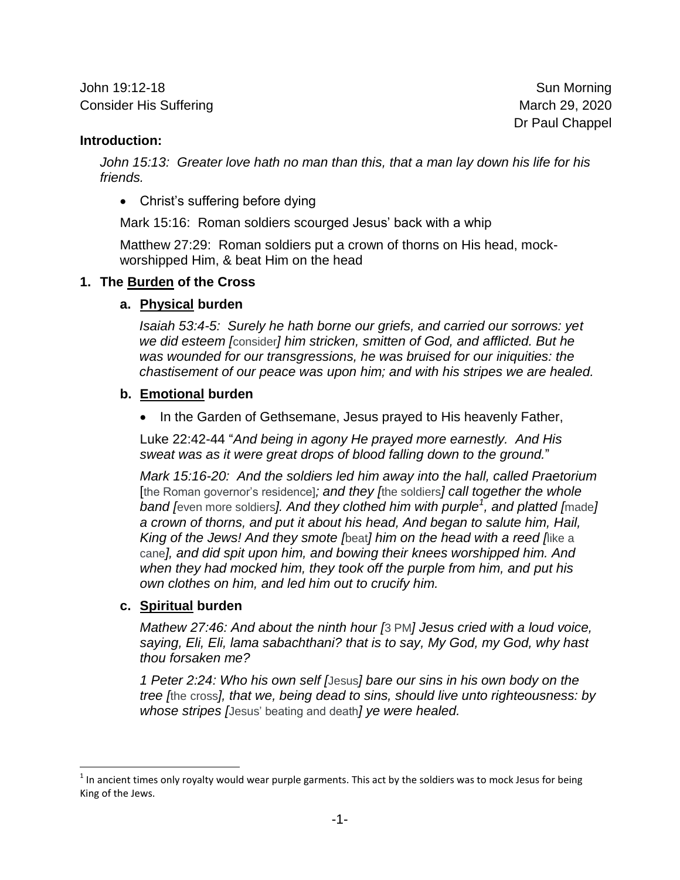John 19:12-18
Consider His Suffering

Sun Morning
March 29, 2020
Dr Paul Chappel

**Introduction:**

*John 15:13: Greater love hath no man than this, that a man lay down his life for his friends.*

- Christ's suffering before dying

Mark 15:16: Roman soldiers scourged Jesus' back with a whip

Matthew 27:29: Roman soldiers put a crown of thorns on His head, mock-worshipped Him, & beat Him on the head

## 1. The <u>Burden</u> of the Cross

### a. <u>Physical</u> burden

*Isaiah 53:4-5: Surely he hath borne our griefs, and carried our sorrows: yet we did esteem [*consider*] him stricken, smitten of God, and afflicted. But he was wounded for our transgressions, he was bruised for our iniquities: the chastisement of our peace was upon him; and with his stripes we are healed.*

### b. <u>Emotional</u> burden

- In the Garden of Gethsemane, Jesus prayed to His heavenly Father,

Luke 22:42-44 "*And being in agony He prayed more earnestly. And His sweat was as it were great drops of blood falling down to the ground.*"

*Mark 15:16-20: And the soldiers led him away into the hall, called Praetorium* [the Roman governor's residence]*; and they [*the soldiers*] call together the whole band [*even more soldiers*]. And they clothed him with purple*[1]*, and platted [*made*] a crown of thorns, and put it about his head, And began to salute him, Hail, King of the Jews! And they smote [*beat*] him on the head with a reed [*like a cane*], and did spit upon him, and bowing their knees worshipped him. And when they had mocked him, they took off the purple from him, and put his own clothes on him, and led him out to crucify him.*

### c. <u>Spiritual</u> burden

*Mathew 27:46: And about the ninth hour [*3 PM*] Jesus cried with a loud voice, saying, Eli, Eli, lama sabachthani? that is to say, My God, my God, why hast thou forsaken me?*

*1 Peter 2:24: Who his own self [*Jesus*] bare our sins in his own body on the tree [*the cross*], that we, being dead to sins, should live unto righteousness: by whose stripes [*Jesus' beating and death*] ye were healed.*

---

[1] In ancient times only royalty would wear purple garments. This act by the soldiers was to mock Jesus for being King of the Jews.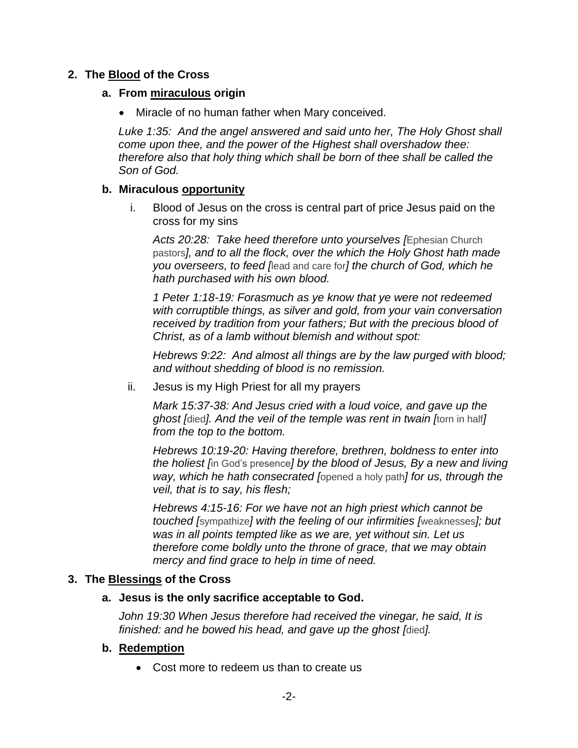2. **The <u>Blood</u> of the Cross**

   a. **From <u>miraculous</u> origin**

      - Miracle of no human father when Mary conceived.

      *Luke 1:35: And the angel answered and said unto her, The Holy Ghost shall come upon thee, and the power of the Highest shall overshadow thee: therefore also that holy thing which shall be born of thee shall be called the Son of God.*

   b. **Miraculous <u>opportunity</u>**

      i. Blood of Jesus on the cross is central part of price Jesus paid on the cross for my sins

         *Acts 20:28: Take heed therefore unto yourselves [*Ephesian Church pastors*], and to all the flock, over the which the Holy Ghost hath made you overseers, to feed [*lead and care for*] the church of God, which he hath purchased with his own blood.*

         *1 Peter 1:18-19: Forasmuch as ye know that ye were not redeemed with corruptible things, as silver and gold, from your vain conversation received by tradition from your fathers; But with the precious blood of Christ, as of a lamb without blemish and without spot:*

         *Hebrews 9:22: And almost all things are by the law purged with blood; and without shedding of blood is no remission.*

      ii. Jesus is my High Priest for all my prayers

         *Mark 15:37-38: And Jesus cried with a loud voice, and gave up the ghost [*died*]. And the veil of the temple was rent in twain [*torn in half*] from the top to the bottom.*

         *Hebrews 10:19-20: Having therefore, brethren, boldness to enter into the holiest [*in God's presence*] by the blood of Jesus, By a new and living way, which he hath consecrated [*opened a holy path*] for us, through the veil, that is to say, his flesh;*

         *Hebrews 4:15-16: For we have not an high priest which cannot be touched [*sympathize*] with the feeling of our infirmities [*weaknesses*]; but was in all points tempted like as we are, yet without sin. Let us therefore come boldly unto the throne of grace, that we may obtain mercy and find grace to help in time of need.*

3. **The <u>Blessings</u> of the Cross**

   a. **Jesus is the only sacrifice acceptable to God.**

      *John 19:30 When Jesus therefore had received the vinegar, he said, It is finished: and he bowed his head, and gave up the ghost [*died*].*

   b. **<u>Redemption</u>**

      - Cost more to redeem us than to create us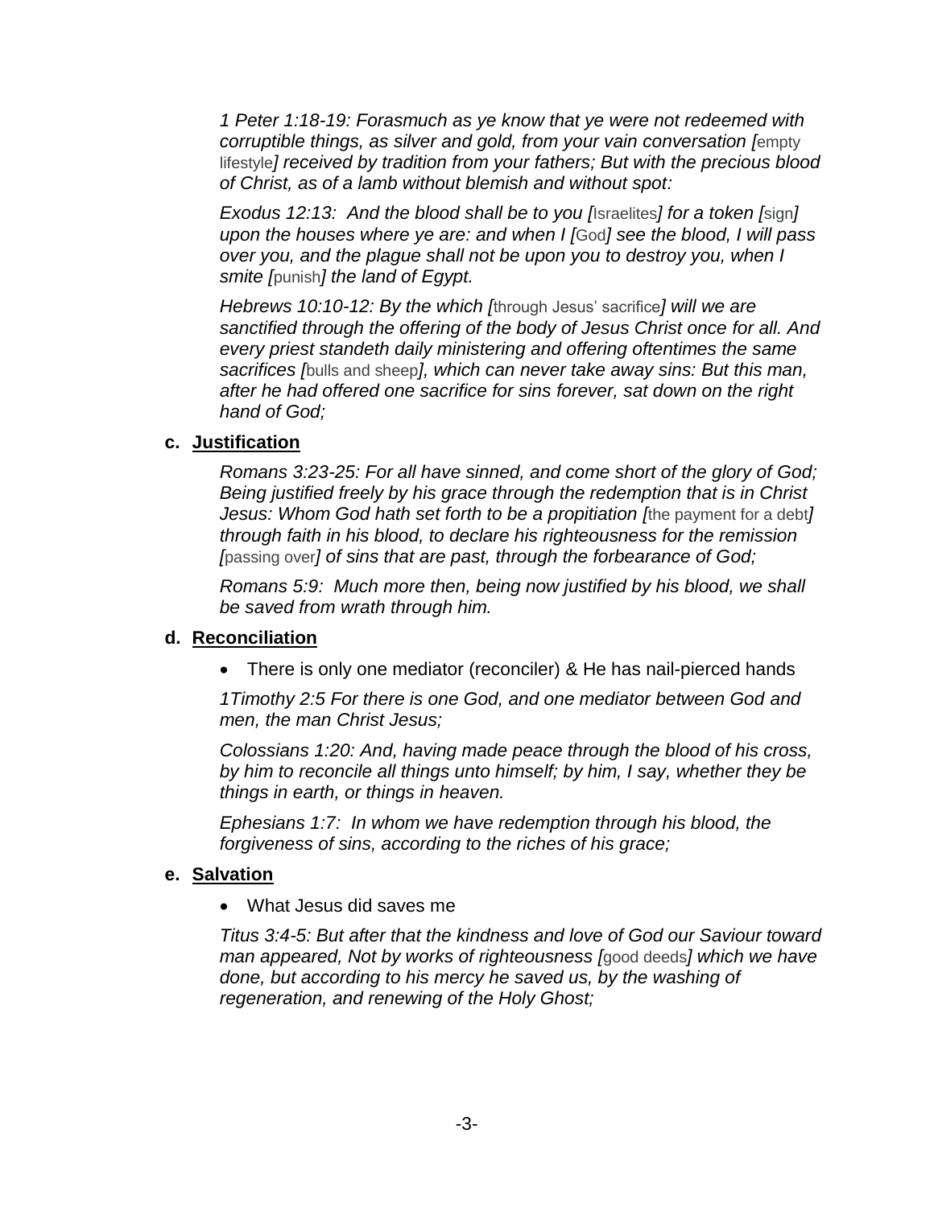*1 Peter 1:18-19: Forasmuch as ye know that ye were not redeemed with corruptible things, as silver and gold, from your vain conversation [*empty lifestyle*] received by tradition from your fathers; But with the precious blood of Christ, as of a lamb without blemish and without spot:*

*Exodus 12:13: And the blood shall be to you [*Israelites*] for a token [*sign*] upon the houses where ye are: and when I [*God*] see the blood, I will pass over you, and the plague shall not be upon you to destroy you, when I smite [*punish*] the land of Egypt.*

*Hebrews 10:10-12: By the which [*through Jesus' sacrifice*] will we are sanctified through the offering of the body of Jesus Christ once for all. And every priest standeth daily ministering and offering oftentimes the same sacrifices [*bulls and sheep*], which can never take away sins: But this man, after he had offered one sacrifice for sins forever, sat down on the right hand of God;*

**c. Justification**

*Romans 3:23-25: For all have sinned, and come short of the glory of God; Being justified freely by his grace through the redemption that is in Christ Jesus: Whom God hath set forth to be a propitiation [*the payment for a debt*] through faith in his blood, to declare his righteousness for the remission [*passing over*] of sins that are past, through the forbearance of God;*

*Romans 5:9: Much more then, being now justified by his blood, we shall be saved from wrath through him.*

**d. Reconciliation**

- There is only one mediator (reconciler) & He has nail-pierced hands

*1Timothy 2:5 For there is one God, and one mediator between God and men, the man Christ Jesus;*

*Colossians 1:20: And, having made peace through the blood of his cross, by him to reconcile all things unto himself; by him, I say, whether they be things in earth, or things in heaven.*

*Ephesians 1:7: In whom we have redemption through his blood, the forgiveness of sins, according to the riches of his grace;*

**e. Salvation**

- What Jesus did saves me

*Titus 3:4-5: But after that the kindness and love of God our Saviour toward man appeared, Not by works of righteousness [*good deeds*] which we have done, but according to his mercy he saved us, by the washing of regeneration, and renewing of the Holy Ghost;*